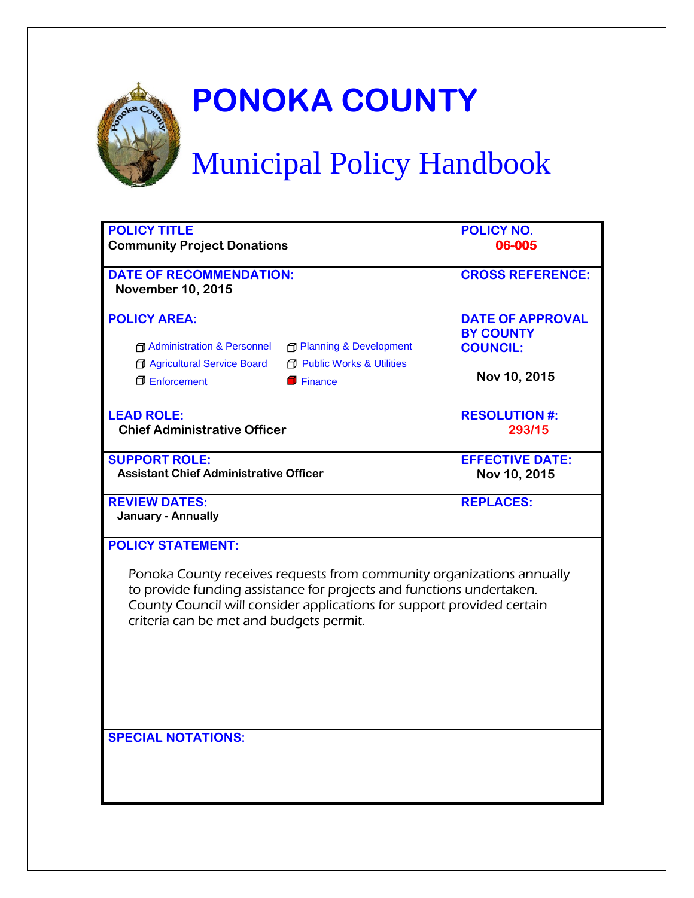# PONOKA COUNTY

## Municipal Policy Handbook

| **POLICY TITLE**<br>**Community Project Donations** | **POLICY NO.**<br>**06-005** |
|---|---|
| **DATE OF RECOMMENDATION:**<br>**November 10, 2015** | **CROSS REFERENCE:** |
| **POLICY AREA:**<br>☐ Administration & Personnel ☐ Planning & Development<br>☐ Agricultural Service Board ☐ Public Works & Utilities<br>☐ Enforcement ■ Finance | **DATE OF APPROVAL BY COUNTY COUNCIL:**<br>**Nov 10, 2015** |
| **LEAD ROLE:**<br>**Chief Administrative Officer** | **RESOLUTION #:**<br>**293/15** |
| **SUPPORT ROLE:**<br>**Assistant Chief Administrative Officer** | **EFFECTIVE DATE:**<br>**Nov 10, 2015** |
| **REVIEW DATES:**<br>**January - Annually** | **REPLACES:** |

**POLICY STATEMENT:**

Ponoka County receives requests from community organizations annually to provide funding assistance for projects and functions undertaken. County Council will consider applications for support provided certain criteria can be met and budgets permit.

**SPECIAL NOTATIONS:**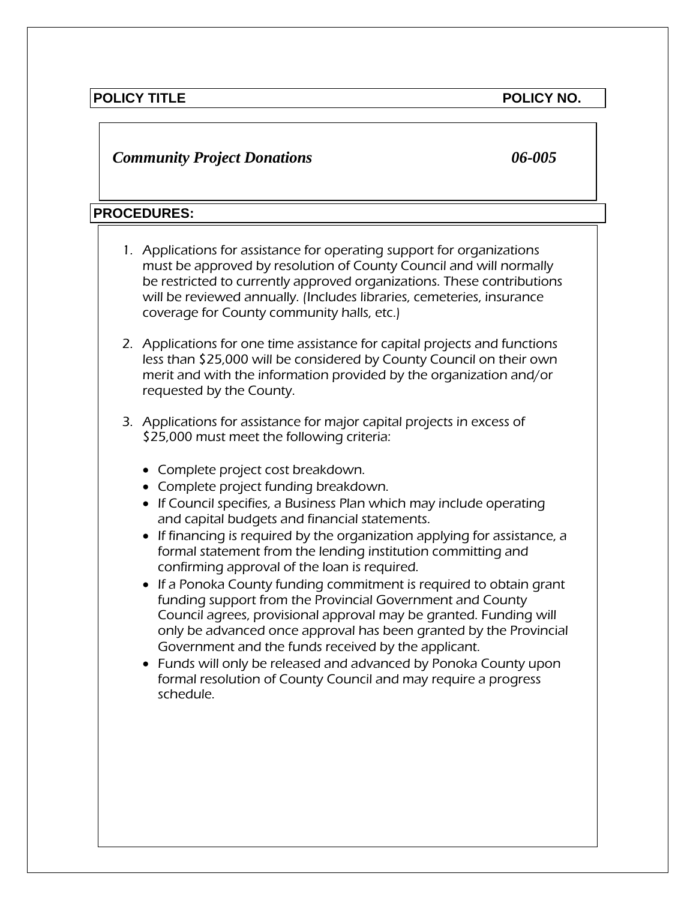| POLICY TITLE | POLICY NO. |
| --- | --- |
| ***Community Project Donations*** | ***06-005*** |

**PROCEDURES:**

1. Applications for assistance for operating support for organizations must be approved by resolution of County Council and will normally be restricted to currently approved organizations. These contributions will be reviewed annually. (Includes libraries, cemeteries, insurance coverage for County community halls, etc.)

2. Applications for one time assistance for capital projects and functions less than $25,000 will be considered by County Council on their own merit and with the information provided by the organization and/or requested by the County.

3. Applications for assistance for major capital projects in excess of $25,000 must meet the following criteria:

   - Complete project cost breakdown.
   - Complete project funding breakdown.
   - If Council specifies, a Business Plan which may include operating and capital budgets and financial statements.
   - If financing is required by the organization applying for assistance, a formal statement from the lending institution committing and confirming approval of the loan is required.
   - If a Ponoka County funding commitment is required to obtain grant funding support from the Provincial Government and County Council agrees, provisional approval may be granted. Funding will only be advanced once approval has been granted by the Provincial Government and the funds received by the applicant.
   - Funds will only be released and advanced by Ponoka County upon formal resolution of County Council and may require a progress schedule.